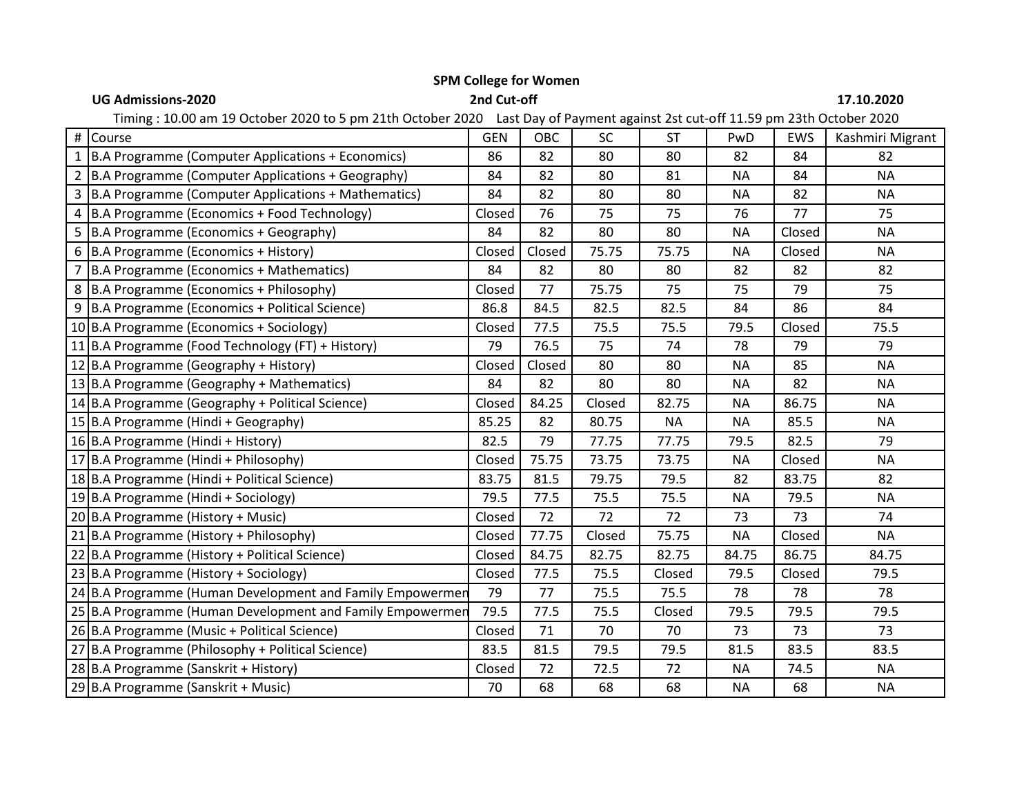**SPM College for Women**

**UG Admissions-2020** **2nd Cut-off** **17.10.2020**

Timing : 10.00 am 19 October 2020 to 5 pm 21th October 2020 Last Day of Payment against 2st cut-off 11.59 pm 23th October 2020

| # | Course | GEN | OBC | SC | ST | PwD | EWS | Kashmiri Migrant |
|---|---|---|---|---|---|---|---|---|
| 1 | B.A Programme (Computer Applications + Economics) | 86 | 82 | 80 | 80 | 82 | 84 | 82 |
| 2 | B.A Programme (Computer Applications + Geography) | 84 | 82 | 80 | 81 | NA | 84 | NA |
| 3 | B.A Programme (Computer Applications + Mathematics) | 84 | 82 | 80 | 80 | NA | 82 | NA |
| 4 | B.A Programme (Economics + Food Technology) | Closed | 76 | 75 | 75 | 76 | 77 | 75 |
| 5 | B.A Programme (Economics + Geography) | 84 | 82 | 80 | 80 | NA | Closed | NA |
| 6 | B.A Programme (Economics + History) | Closed | Closed | 75.75 | 75.75 | NA | Closed | NA |
| 7 | B.A Programme (Economics + Mathematics) | 84 | 82 | 80 | 80 | 82 | 82 | 82 |
| 8 | B.A Programme (Economics + Philosophy) | Closed | 77 | 75.75 | 75 | 75 | 79 | 75 |
| 9 | B.A Programme (Economics + Political Science) | 86.8 | 84.5 | 82.5 | 82.5 | 84 | 86 | 84 |
| 10 | B.A Programme (Economics + Sociology) | Closed | 77.5 | 75.5 | 75.5 | 79.5 | Closed | 75.5 |
| 11 | B.A Programme (Food Technology (FT) + History) | 79 | 76.5 | 75 | 74 | 78 | 79 | 79 |
| 12 | B.A Programme (Geography + History) | Closed | Closed | 80 | 80 | NA | 85 | NA |
| 13 | B.A Programme (Geography + Mathematics) | 84 | 82 | 80 | 80 | NA | 82 | NA |
| 14 | B.A Programme (Geography + Political Science) | Closed | 84.25 | Closed | 82.75 | NA | 86.75 | NA |
| 15 | B.A Programme (Hindi + Geography) | 85.25 | 82 | 80.75 | NA | NA | 85.5 | NA |
| 16 | B.A Programme (Hindi + History) | 82.5 | 79 | 77.75 | 77.75 | 79.5 | 82.5 | 79 |
| 17 | B.A Programme (Hindi + Philosophy) | Closed | 75.75 | 73.75 | 73.75 | NA | Closed | NA |
| 18 | B.A Programme (Hindi + Political Science) | 83.75 | 81.5 | 79.75 | 79.5 | 82 | 83.75 | 82 |
| 19 | B.A Programme (Hindi + Sociology) | 79.5 | 77.5 | 75.5 | 75.5 | NA | 79.5 | NA |
| 20 | B.A Programme (History + Music) | Closed | 72 | 72 | 72 | 73 | 73 | 74 |
| 21 | B.A Programme (History + Philosophy) | Closed | 77.75 | Closed | 75.75 | NA | Closed | NA |
| 22 | B.A Programme (History + Political Science) | Closed | 84.75 | 82.75 | 82.75 | 84.75 | 86.75 | 84.75 |
| 23 | B.A Programme (History + Sociology) | Closed | 77.5 | 75.5 | Closed | 79.5 | Closed | 79.5 |
| 24 | B.A Programme (Human Development and Family Empowermen | 79 | 77 | 75.5 | 75.5 | 78 | 78 | 78 |
| 25 | B.A Programme (Human Development and Family Empowermen | 79.5 | 77.5 | 75.5 | Closed | 79.5 | 79.5 | 79.5 |
| 26 | B.A Programme (Music + Political Science) | Closed | 71 | 70 | 70 | 73 | 73 | 73 |
| 27 | B.A Programme (Philosophy + Political Science) | 83.5 | 81.5 | 79.5 | 79.5 | 81.5 | 83.5 | 83.5 |
| 28 | B.A Programme (Sanskrit + History) | Closed | 72 | 72.5 | 72 | NA | 74.5 | NA |
| 29 | B.A Programme (Sanskrit + Music) | 70 | 68 | 68 | 68 | NA | 68 | NA |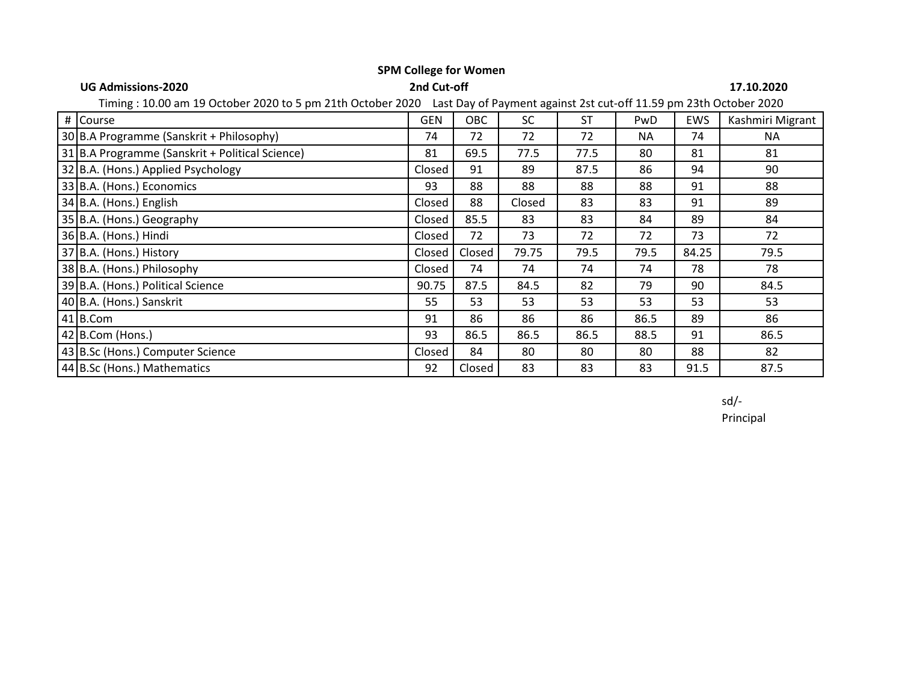## SPM College for Women

**UG Admissions-2020** **2nd Cut-off** **17.10.2020**

Timing : 10.00 am 19 October 2020 to 5 pm 21th October 2020 Last Day of Payment against 2st cut-off 11.59 pm 23th October 2020

| # | Course | GEN | OBC | SC | ST | PwD | EWS | Kashmiri Migrant |
|---|---|---|---|---|---|---|---|---|
| 30 | B.A Programme (Sanskrit + Philosophy) | 74 | 72 | 72 | 72 | NA | 74 | NA |
| 31 | B.A Programme (Sanskrit + Political Science) | 81 | 69.5 | 77.5 | 77.5 | 80 | 81 | 81 |
| 32 | B.A. (Hons.) Applied Psychology | Closed | 91 | 89 | 87.5 | 86 | 94 | 90 |
| 33 | B.A. (Hons.) Economics | 93 | 88 | 88 | 88 | 88 | 91 | 88 |
| 34 | B.A. (Hons.) English | Closed | 88 | Closed | 83 | 83 | 91 | 89 |
| 35 | B.A. (Hons.) Geography | Closed | 85.5 | 83 | 83 | 84 | 89 | 84 |
| 36 | B.A. (Hons.) Hindi | Closed | 72 | 73 | 72 | 72 | 73 | 72 |
| 37 | B.A. (Hons.) History | Closed | Closed | 79.75 | 79.5 | 79.5 | 84.25 | 79.5 |
| 38 | B.A. (Hons.) Philosophy | Closed | 74 | 74 | 74 | 74 | 78 | 78 |
| 39 | B.A. (Hons.) Political Science | 90.75 | 87.5 | 84.5 | 82 | 79 | 90 | 84.5 |
| 40 | B.A. (Hons.) Sanskrit | 55 | 53 | 53 | 53 | 53 | 53 | 53 |
| 41 | B.Com | 91 | 86 | 86 | 86 | 86.5 | 89 | 86 |
| 42 | B.Com (Hons.) | 93 | 86.5 | 86.5 | 86.5 | 88.5 | 91 | 86.5 |
| 43 | B.Sc (Hons.) Computer Science | Closed | 84 | 80 | 80 | 80 | 88 | 82 |
| 44 | B.Sc (Hons.) Mathematics | 92 | Closed | 83 | 83 | 83 | 91.5 | 87.5 |

sd/-
Principal